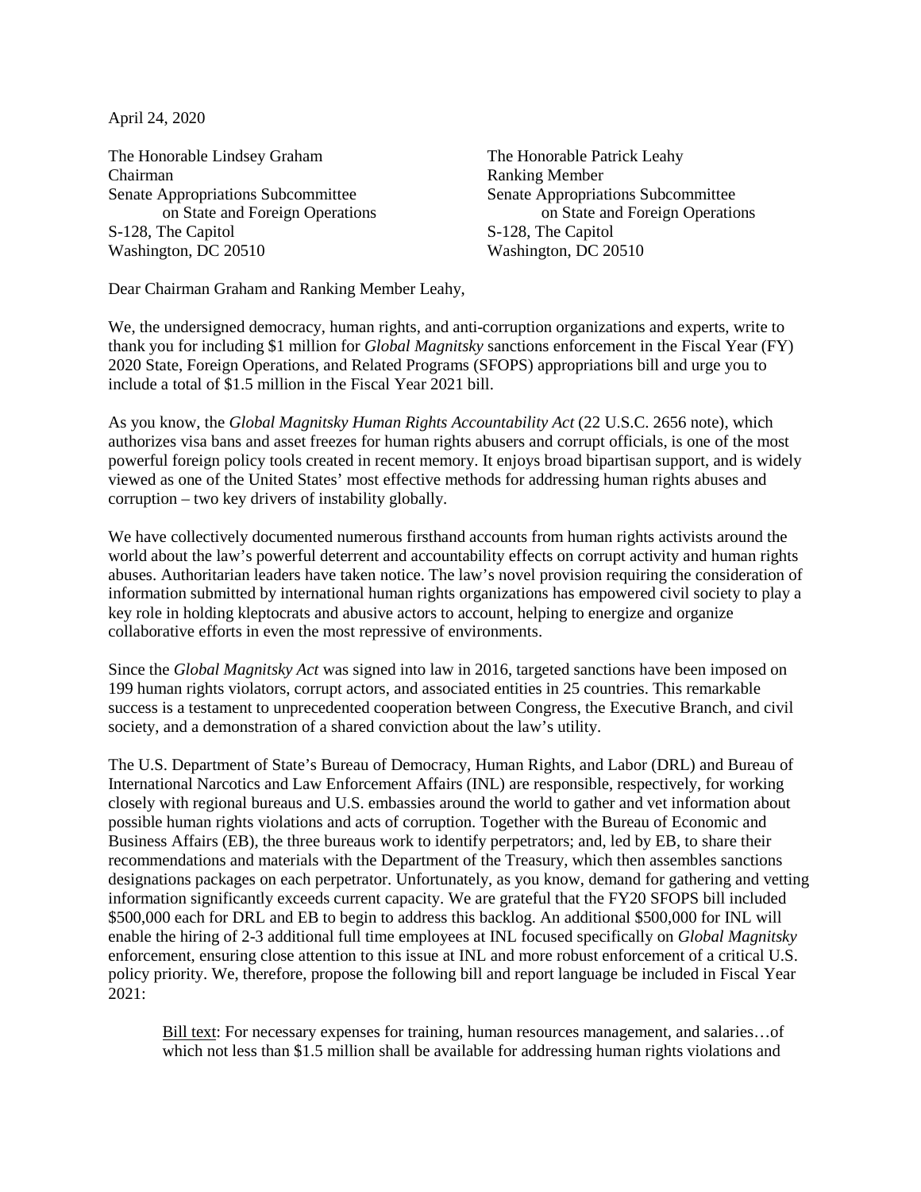April 24, 2020

The Honorable Lindsey Graham
Chairman
Senate Appropriations Subcommittee
on State and Foreign Operations
S-128, The Capitol
Washington, DC 20510

The Honorable Patrick Leahy
Ranking Member
Senate Appropriations Subcommittee
on State and Foreign Operations
S-128, The Capitol
Washington, DC 20510

Dear Chairman Graham and Ranking Member Leahy,

We, the undersigned democracy, human rights, and anti-corruption organizations and experts, write to thank you for including $1 million for *Global Magnitsky* sanctions enforcement in the Fiscal Year (FY) 2020 State, Foreign Operations, and Related Programs (SFOPS) appropriations bill and urge you to include a total of $1.5 million in the Fiscal Year 2021 bill.

As you know, the *Global Magnitsky Human Rights Accountability Act* (22 U.S.C. 2656 note), which authorizes visa bans and asset freezes for human rights abusers and corrupt officials, is one of the most powerful foreign policy tools created in recent memory. It enjoys broad bipartisan support, and is widely viewed as one of the United States' most effective methods for addressing human rights abuses and corruption – two key drivers of instability globally.

We have collectively documented numerous firsthand accounts from human rights activists around the world about the law's powerful deterrent and accountability effects on corrupt activity and human rights abuses. Authoritarian leaders have taken notice. The law's novel provision requiring the consideration of information submitted by international human rights organizations has empowered civil society to play a key role in holding kleptocrats and abusive actors to account, helping to energize and organize collaborative efforts in even the most repressive of environments.

Since the *Global Magnitsky Act* was signed into law in 2016, targeted sanctions have been imposed on 199 human rights violators, corrupt actors, and associated entities in 25 countries. This remarkable success is a testament to unprecedented cooperation between Congress, the Executive Branch, and civil society, and a demonstration of a shared conviction about the law's utility.

The U.S. Department of State's Bureau of Democracy, Human Rights, and Labor (DRL) and Bureau of International Narcotics and Law Enforcement Affairs (INL) are responsible, respectively, for working closely with regional bureaus and U.S. embassies around the world to gather and vet information about possible human rights violations and acts of corruption. Together with the Bureau of Economic and Business Affairs (EB), the three bureaus work to identify perpetrators; and, led by EB, to share their recommendations and materials with the Department of the Treasury, which then assembles sanctions designations packages on each perpetrator. Unfortunately, as you know, demand for gathering and vetting information significantly exceeds current capacity. We are grateful that the FY20 SFOPS bill included $500,000 each for DRL and EB to begin to address this backlog. An additional $500,000 for INL will enable the hiring of 2-3 additional full time employees at INL focused specifically on *Global Magnitsky* enforcement, ensuring close attention to this issue at INL and more robust enforcement of a critical U.S. policy priority. We, therefore, propose the following bill and report language be included in Fiscal Year 2021:

> <u>Bill text</u>: For necessary expenses for training, human resources management, and salaries…of which not less than $1.5 million shall be available for addressing human rights violations and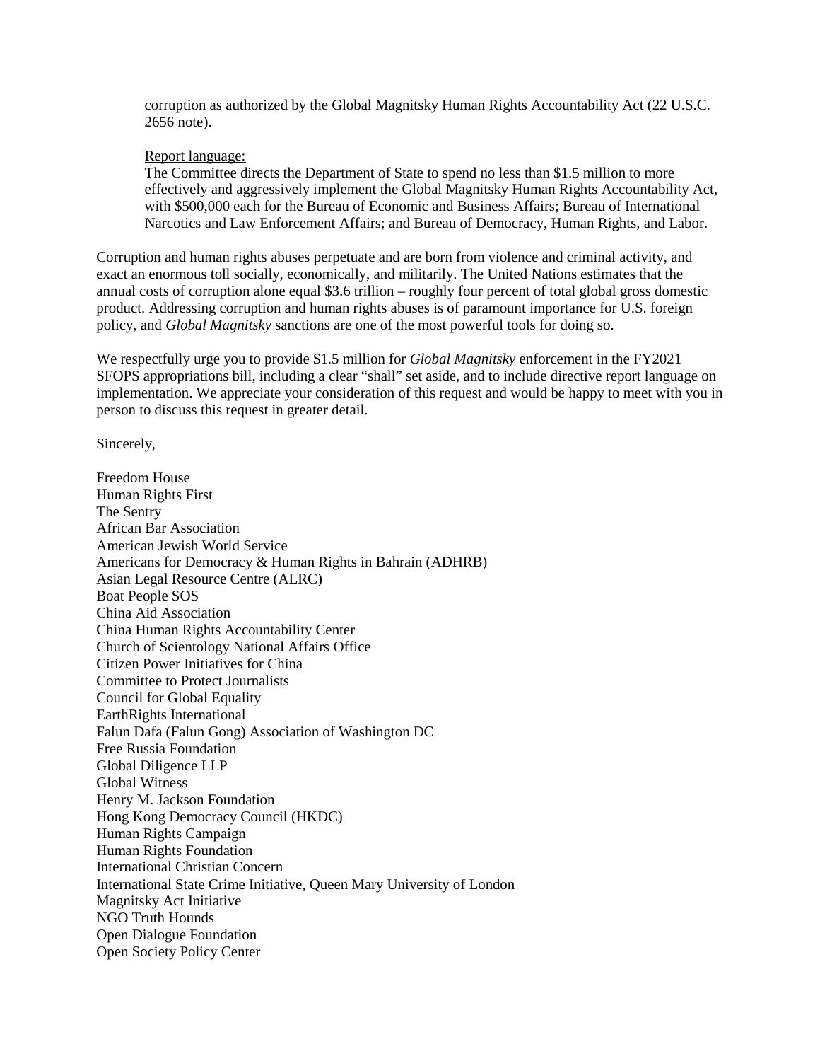corruption as authorized by the Global Magnitsky Human Rights Accountability Act (22 U.S.C. 2656 note).

Report language:
The Committee directs the Department of State to spend no less than $1.5 million to more effectively and aggressively implement the Global Magnitsky Human Rights Accountability Act, with $500,000 each for the Bureau of Economic and Business Affairs; Bureau of International Narcotics and Law Enforcement Affairs; and Bureau of Democracy, Human Rights, and Labor.

Corruption and human rights abuses perpetuate and are born from violence and criminal activity, and exact an enormous toll socially, economically, and militarily. The United Nations estimates that the annual costs of corruption alone equal $3.6 trillion – roughly four percent of total global gross domestic product. Addressing corruption and human rights abuses is of paramount importance for U.S. foreign policy, and *Global Magnitsky* sanctions are one of the most powerful tools for doing so.

We respectfully urge you to provide $1.5 million for *Global Magnitsky* enforcement in the FY2021 SFOPS appropriations bill, including a clear "shall" set aside, and to include directive report language on implementation. We appreciate your consideration of this request and would be happy to meet with you in person to discuss this request in greater detail.

Sincerely,

Freedom House
Human Rights First
The Sentry
African Bar Association
American Jewish World Service
Americans for Democracy & Human Rights in Bahrain (ADHRB)
Asian Legal Resource Centre (ALRC)
Boat People SOS
China Aid Association
China Human Rights Accountability Center
Church of Scientology National Affairs Office
Citizen Power Initiatives for China
Committee to Protect Journalists
Council for Global Equality
EarthRights International
Falun Dafa (Falun Gong) Association of Washington DC
Free Russia Foundation
Global Diligence LLP
Global Witness
Henry M. Jackson Foundation
Hong Kong Democracy Council (HKDC)
Human Rights Campaign
Human Rights Foundation
International Christian Concern
International State Crime Initiative, Queen Mary University of London
Magnitsky Act Initiative
NGO Truth Hounds
Open Dialogue Foundation
Open Society Policy Center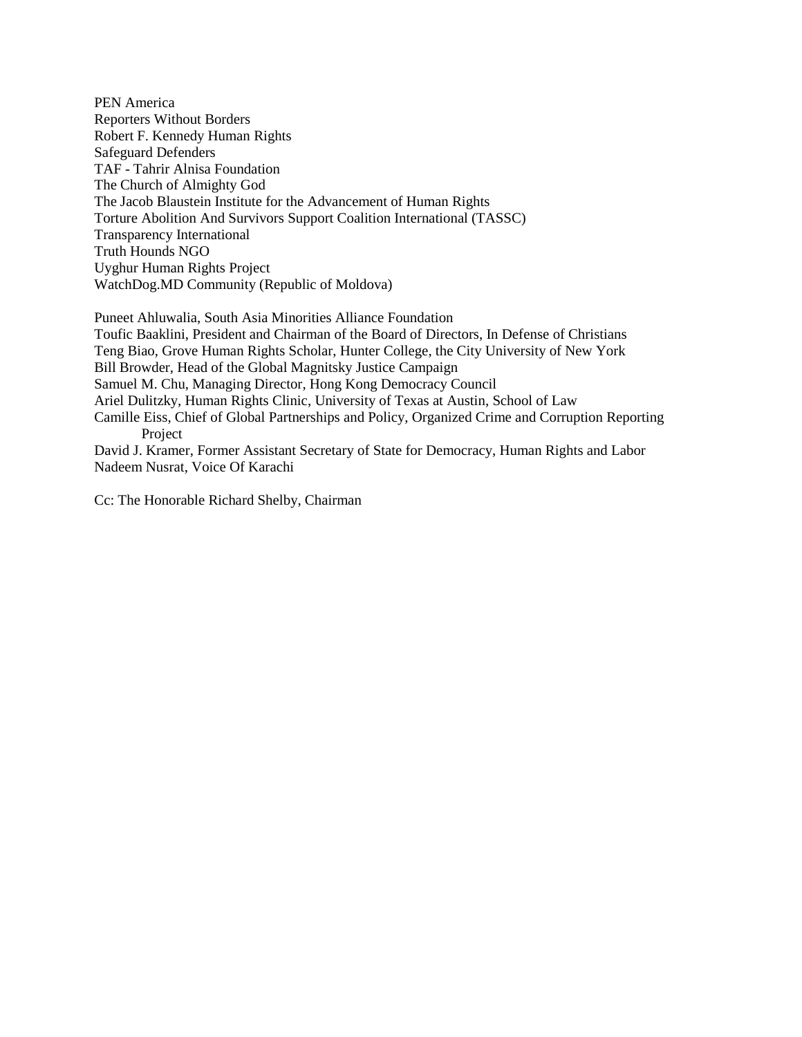PEN America
Reporters Without Borders
Robert F. Kennedy Human Rights
Safeguard Defenders
TAF - Tahrir Alnisa Foundation
The Church of Almighty God
The Jacob Blaustein Institute for the Advancement of Human Rights
Torture Abolition And Survivors Support Coalition International (TASSC)
Transparency International
Truth Hounds NGO
Uyghur Human Rights Project
WatchDog.MD Community (Republic of Moldova)

Puneet Ahluwalia, South Asia Minorities Alliance Foundation
Toufic Baaklini, President and Chairman of the Board of Directors, In Defense of Christians
Teng Biao, Grove Human Rights Scholar, Hunter College, the City University of New York
Bill Browder, Head of the Global Magnitsky Justice Campaign
Samuel M. Chu, Managing Director, Hong Kong Democracy Council
Ariel Dulitzky, Human Rights Clinic, University of Texas at Austin, School of Law
Camille Eiss, Chief of Global Partnerships and Policy, Organized Crime and Corruption Reporting Project
David J. Kramer, Former Assistant Secretary of State for Democracy, Human Rights and Labor
Nadeem Nusrat, Voice Of Karachi

Cc: The Honorable Richard Shelby, Chairman